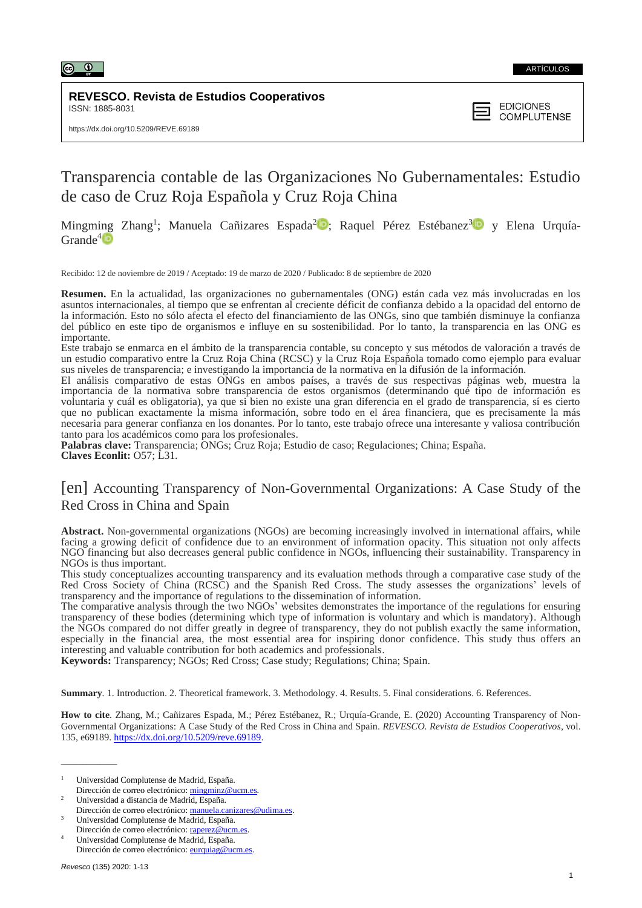ARTÍCULOS

**REVESCO. Revista de Estudios Cooperativos**
ISSN: 1885-8031

https://dx.doi.org/10.5209/REVE.69189

EDICIONES COMPLUTENSE

# Transparencia contable de las Organizaciones No Gubernamentales: Estudio de caso de Cruz Roja Española y Cruz Roja China

Mingming Zhang[1]; Manuela Cañizares Espada[2]; Raquel Pérez Estébanez[3] y Elena Urquía-Grande[4]

Recibido: 12 de noviembre de 2019 / Aceptado: 19 de marzo de 2020 / Publicado: 8 de septiembre de 2020

**Resumen.** En la actualidad, las organizaciones no gubernamentales (ONG) están cada vez más involucradas en los asuntos internacionales, al tiempo que se enfrentan al creciente déficit de confianza debido a la opacidad del entorno de la información. Esto no sólo afecta el efecto del financiamiento de las ONGs, sino que también disminuye la confianza del público en este tipo de organismos e influye en su sostenibilidad. Por lo tanto, la transparencia en las ONG es importante.
Este trabajo se enmarca en el ámbito de la transparencia contable, su concepto y sus métodos de valoración a través de un estudio comparativo entre la Cruz Roja China (RCSC) y la Cruz Roja Española tomado como ejemplo para evaluar sus niveles de transparencia; e investigando la importancia de la normativa en la difusión de la información.
El análisis comparativo de estas ONGs en ambos países, a través de sus respectivas páginas web, muestra la importancia de la normativa sobre transparencia de estos organismos (determinando qué tipo de información es voluntaria y cuál es obligatoria), ya que si bien no existe una gran diferencia en el grado de transparencia, sí es cierto que no publican exactamente la misma información, sobre todo en el área financiera, que es precisamente la más necesaria para generar confianza en los donantes. Por lo tanto, este trabajo ofrece una interesante y valiosa contribución tanto para los académicos como para los profesionales.
**Palabras clave:** Transparencia; ONGs; Cruz Roja; Estudio de caso; Regulaciones; China; España.
**Claves Econlit:** O57; L31.

## [en] Accounting Transparency of Non-Governmental Organizations: A Case Study of the Red Cross in China and Spain

**Abstract.** Non-governmental organizations (NGOs) are becoming increasingly involved in international affairs, while facing a growing deficit of confidence due to an environment of information opacity. This situation not only affects NGO financing but also decreases general public confidence in NGOs, influencing their sustainability. Transparency in NGOs is thus important.
This study conceptualizes accounting transparency and its evaluation methods through a comparative case study of the Red Cross Society of China (RCSC) and the Spanish Red Cross. The study assesses the organizations' levels of transparency and the importance of regulations to the dissemination of information.
The comparative analysis through the two NGOs' websites demonstrates the importance of the regulations for ensuring transparency of these bodies (determining which type of information is voluntary and which is mandatory). Although the NGOs compared do not differ greatly in degree of transparency, they do not publish exactly the same information, especially in the financial area, the most essential area for inspiring donor confidence. This study thus offers an interesting and valuable contribution for both academics and professionals.
**Keywords:** Transparency; NGOs; Red Cross; Case study; Regulations; China; Spain.

**Summary**. 1. Introduction. 2. Theoretical framework. 3. Methodology. 4. Results. 5. Final considerations. 6. References.

**How to cite**. Zhang, M.; Cañizares Espada, M.; Pérez Estébanez, R.; Urquía-Grande, E. (2020) Accounting Transparency of Non-Governmental Organizations: A Case Study of the Red Cross in China and Spain. *REVESCO. Revista de Estudios Cooperativos*, vol. 135, e69189. https://dx.doi.org/10.5209/reve.69189.

---

[1] Universidad Complutense de Madrid, España.
Dirección de correo electrónico: mingminz@ucm.es.

[2] Universidad a distancia de Madrid, España.
Dirección de correo electrónico: manuela.canizares@udima.es.

[3] Universidad Complutense de Madrid, España.
Dirección de correo electrónico: raperez@ucm.es.

[4] Universidad Complutense de Madrid, España.
Dirección de correo electrónico: eurquiag@ucm.es.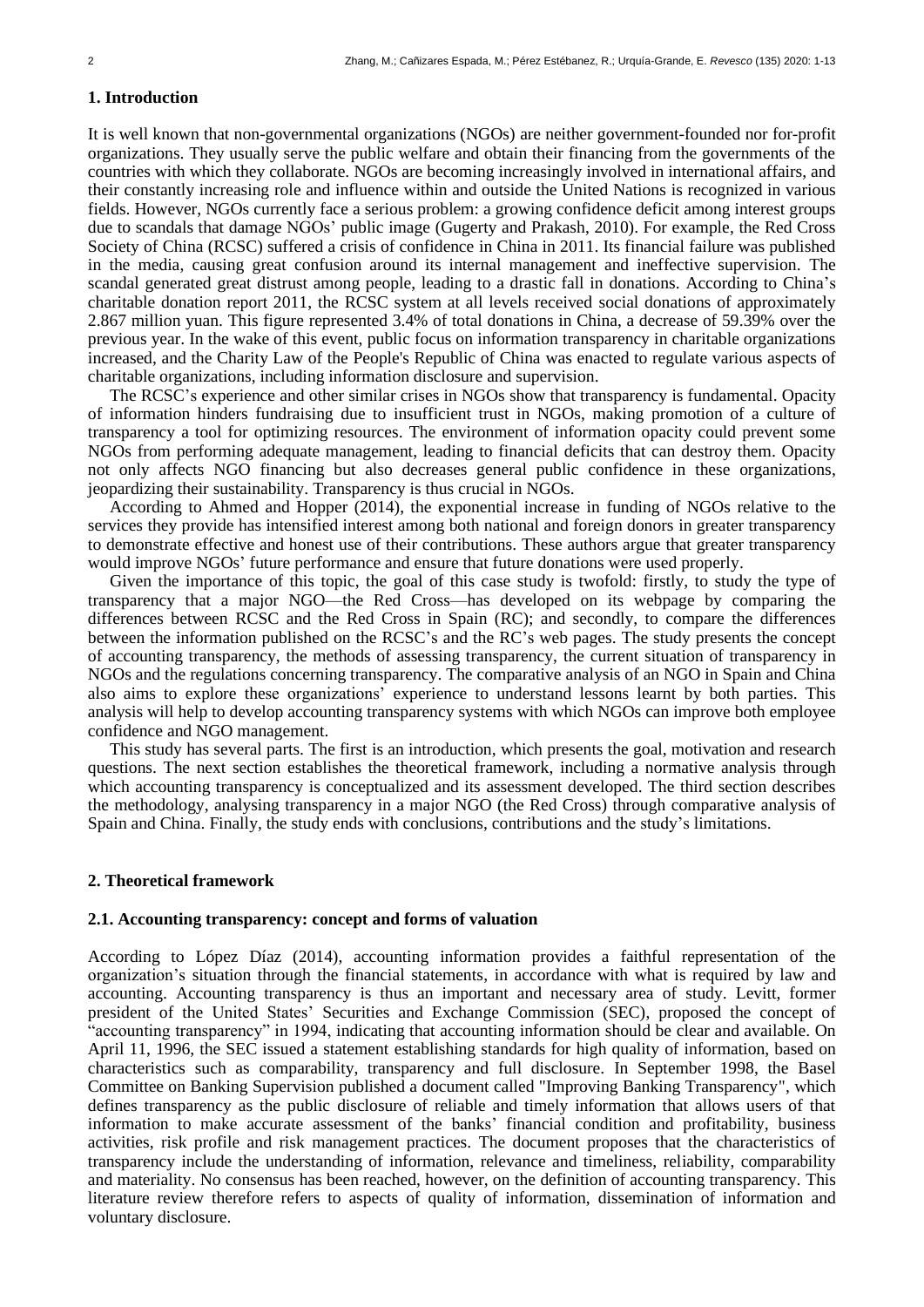## 1. Introduction

It is well known that non-governmental organizations (NGOs) are neither government-founded nor for-profit organizations. They usually serve the public welfare and obtain their financing from the governments of the countries with which they collaborate. NGOs are becoming increasingly involved in international affairs, and their constantly increasing role and influence within and outside the United Nations is recognized in various fields. However, NGOs currently face a serious problem: a growing confidence deficit among interest groups due to scandals that damage NGOs' public image (Gugerty and Prakash, 2010). For example, the Red Cross Society of China (RCSC) suffered a crisis of confidence in China in 2011. Its financial failure was published in the media, causing great confusion around its internal management and ineffective supervision. The scandal generated great distrust among people, leading to a drastic fall in donations. According to China's charitable donation report 2011, the RCSC system at all levels received social donations of approximately 2.867 million yuan. This figure represented 3.4% of total donations in China, a decrease of 59.39% over the previous year. In the wake of this event, public focus on information transparency in charitable organizations increased, and the Charity Law of the People's Republic of China was enacted to regulate various aspects of charitable organizations, including information disclosure and supervision.

The RCSC's experience and other similar crises in NGOs show that transparency is fundamental. Opacity of information hinders fundraising due to insufficient trust in NGOs, making promotion of a culture of transparency a tool for optimizing resources. The environment of information opacity could prevent some NGOs from performing adequate management, leading to financial deficits that can destroy them. Opacity not only affects NGO financing but also decreases general public confidence in these organizations, jeopardizing their sustainability. Transparency is thus crucial in NGOs.

According to Ahmed and Hopper (2014), the exponential increase in funding of NGOs relative to the services they provide has intensified interest among both national and foreign donors in greater transparency to demonstrate effective and honest use of their contributions. These authors argue that greater transparency would improve NGOs' future performance and ensure that future donations were used properly.

Given the importance of this topic, the goal of this case study is twofold: firstly, to study the type of transparency that a major NGO—the Red Cross—has developed on its webpage by comparing the differences between RCSC and the Red Cross in Spain (RC); and secondly, to compare the differences between the information published on the RCSC's and the RC's web pages. The study presents the concept of accounting transparency, the methods of assessing transparency, the current situation of transparency in NGOs and the regulations concerning transparency. The comparative analysis of an NGO in Spain and China also aims to explore these organizations' experience to understand lessons learnt by both parties. This analysis will help to develop accounting transparency systems with which NGOs can improve both employee confidence and NGO management.

This study has several parts. The first is an introduction, which presents the goal, motivation and research questions. The next section establishes the theoretical framework, including a normative analysis through which accounting transparency is conceptualized and its assessment developed. The third section describes the methodology, analysing transparency in a major NGO (the Red Cross) through comparative analysis of Spain and China. Finally, the study ends with conclusions, contributions and the study's limitations.

## 2. Theoretical framework

### 2.1. Accounting transparency: concept and forms of valuation

According to López Díaz (2014), accounting information provides a faithful representation of the organization's situation through the financial statements, in accordance with what is required by law and accounting. Accounting transparency is thus an important and necessary area of study. Levitt, former president of the United States' Securities and Exchange Commission (SEC), proposed the concept of "accounting transparency" in 1994, indicating that accounting information should be clear and available. On April 11, 1996, the SEC issued a statement establishing standards for high quality of information, based on characteristics such as comparability, transparency and full disclosure. In September 1998, the Basel Committee on Banking Supervision published a document called "Improving Banking Transparency", which defines transparency as the public disclosure of reliable and timely information that allows users of that information to make accurate assessment of the banks' financial condition and profitability, business activities, risk profile and risk management practices. The document proposes that the characteristics of transparency include the understanding of information, relevance and timeliness, reliability, comparability and materiality. No consensus has been reached, however, on the definition of accounting transparency. This literature review therefore refers to aspects of quality of information, dissemination of information and voluntary disclosure.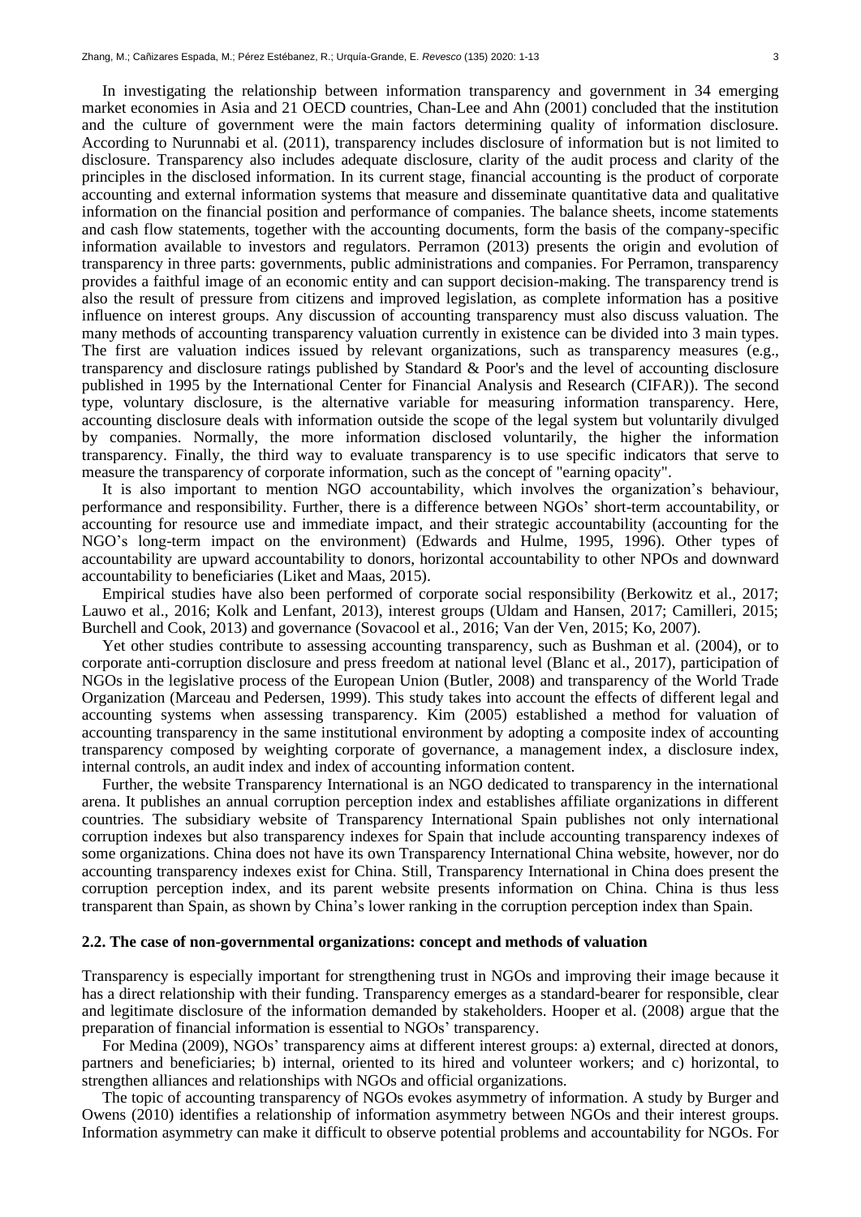In investigating the relationship between information transparency and government in 34 emerging market economies in Asia and 21 OECD countries, Chan-Lee and Ahn (2001) concluded that the institution and the culture of government were the main factors determining quality of information disclosure. According to Nurunnabi et al. (2011), transparency includes disclosure of information but is not limited to disclosure. Transparency also includes adequate disclosure, clarity of the audit process and clarity of the principles in the disclosed information. In its current stage, financial accounting is the product of corporate accounting and external information systems that measure and disseminate quantitative data and qualitative information on the financial position and performance of companies. The balance sheets, income statements and cash flow statements, together with the accounting documents, form the basis of the company-specific information available to investors and regulators. Perramon (2013) presents the origin and evolution of transparency in three parts: governments, public administrations and companies. For Perramon, transparency provides a faithful image of an economic entity and can support decision-making. The transparency trend is also the result of pressure from citizens and improved legislation, as complete information has a positive influence on interest groups. Any discussion of accounting transparency must also discuss valuation. The many methods of accounting transparency valuation currently in existence can be divided into 3 main types. The first are valuation indices issued by relevant organizations, such as transparency measures (e.g., transparency and disclosure ratings published by Standard & Poor's and the level of accounting disclosure published in 1995 by the International Center for Financial Analysis and Research (CIFAR)). The second type, voluntary disclosure, is the alternative variable for measuring information transparency. Here, accounting disclosure deals with information outside the scope of the legal system but voluntarily divulged by companies. Normally, the more information disclosed voluntarily, the higher the information transparency. Finally, the third way to evaluate transparency is to use specific indicators that serve to measure the transparency of corporate information, such as the concept of "earning opacity".

It is also important to mention NGO accountability, which involves the organization's behaviour, performance and responsibility. Further, there is a difference between NGOs' short-term accountability, or accounting for resource use and immediate impact, and their strategic accountability (accounting for the NGO's long-term impact on the environment) (Edwards and Hulme, 1995, 1996). Other types of accountability are upward accountability to donors, horizontal accountability to other NPOs and downward accountability to beneficiaries (Liket and Maas, 2015).

Empirical studies have also been performed of corporate social responsibility (Berkowitz et al., 2017; Lauwo et al., 2016; Kolk and Lenfant, 2013), interest groups (Uldam and Hansen, 2017; Camilleri, 2015; Burchell and Cook, 2013) and governance (Sovacool et al., 2016; Van der Ven, 2015; Ko, 2007).

Yet other studies contribute to assessing accounting transparency, such as Bushman et al. (2004), or to corporate anti-corruption disclosure and press freedom at national level (Blanc et al., 2017), participation of NGOs in the legislative process of the European Union (Butler, 2008) and transparency of the World Trade Organization (Marceau and Pedersen, 1999). This study takes into account the effects of different legal and accounting systems when assessing transparency. Kim (2005) established a method for valuation of accounting transparency in the same institutional environment by adopting a composite index of accounting transparency composed by weighting corporate of governance, a management index, a disclosure index, internal controls, an audit index and index of accounting information content.

Further, the website Transparency International is an NGO dedicated to transparency in the international arena. It publishes an annual corruption perception index and establishes affiliate organizations in different countries. The subsidiary website of Transparency International Spain publishes not only international corruption indexes but also transparency indexes for Spain that include accounting transparency indexes of some organizations. China does not have its own Transparency International China website, however, nor do accounting transparency indexes exist for China. Still, Transparency International in China does present the corruption perception index, and its parent website presents information on China. China is thus less transparent than Spain, as shown by China's lower ranking in the corruption perception index than Spain.

## 2.2. The case of non-governmental organizations: concept and methods of valuation

Transparency is especially important for strengthening trust in NGOs and improving their image because it has a direct relationship with their funding. Transparency emerges as a standard-bearer for responsible, clear and legitimate disclosure of the information demanded by stakeholders. Hooper et al. (2008) argue that the preparation of financial information is essential to NGOs' transparency.

For Medina (2009), NGOs' transparency aims at different interest groups: a) external, directed at donors, partners and beneficiaries; b) internal, oriented to its hired and volunteer workers; and c) horizontal, to strengthen alliances and relationships with NGOs and official organizations.

The topic of accounting transparency of NGOs evokes asymmetry of information. A study by Burger and Owens (2010) identifies a relationship of information asymmetry between NGOs and their interest groups. Information asymmetry can make it difficult to observe potential problems and accountability for NGOs. For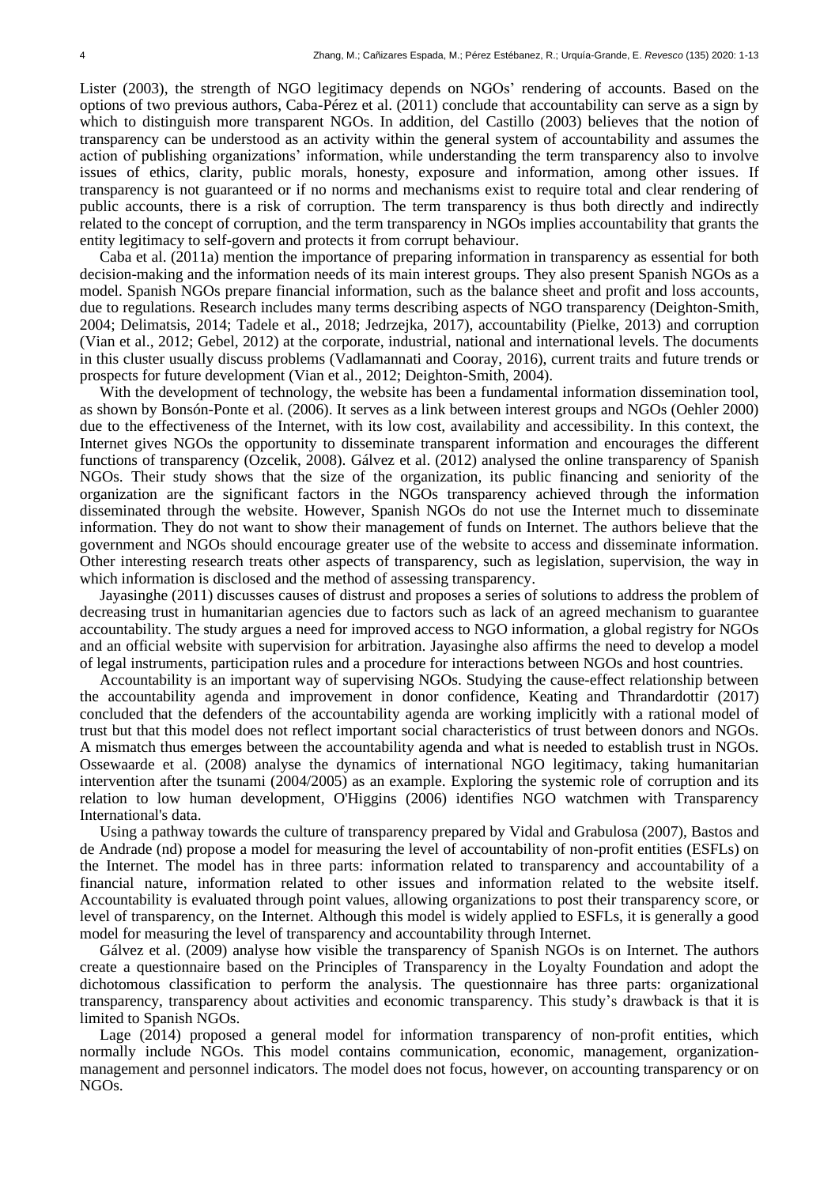Lister (2003), the strength of NGO legitimacy depends on NGOs' rendering of accounts. Based on the options of two previous authors, Caba-Pérez et al. (2011) conclude that accountability can serve as a sign by which to distinguish more transparent NGOs. In addition, del Castillo (2003) believes that the notion of transparency can be understood as an activity within the general system of accountability and assumes the action of publishing organizations' information, while understanding the term transparency also to involve issues of ethics, clarity, public morals, honesty, exposure and information, among other issues. If transparency is not guaranteed or if no norms and mechanisms exist to require total and clear rendering of public accounts, there is a risk of corruption. The term transparency is thus both directly and indirectly related to the concept of corruption, and the term transparency in NGOs implies accountability that grants the entity legitimacy to self-govern and protects it from corrupt behaviour.

Caba et al. (2011a) mention the importance of preparing information in transparency as essential for both decision-making and the information needs of its main interest groups. They also present Spanish NGOs as a model. Spanish NGOs prepare financial information, such as the balance sheet and profit and loss accounts, due to regulations. Research includes many terms describing aspects of NGO transparency (Deighton-Smith, 2004; Delimatsis, 2014; Tadele et al., 2018; Jedrzejka, 2017), accountability (Pielke, 2013) and corruption (Vian et al., 2012; Gebel, 2012) at the corporate, industrial, national and international levels. The documents in this cluster usually discuss problems (Vadlamannati and Cooray, 2016), current traits and future trends or prospects for future development (Vian et al., 2012; Deighton-Smith, 2004).

With the development of technology, the website has been a fundamental information dissemination tool, as shown by Bonsón-Ponte et al. (2006). It serves as a link between interest groups and NGOs (Oehler 2000) due to the effectiveness of the Internet, with its low cost, availability and accessibility. In this context, the Internet gives NGOs the opportunity to disseminate transparent information and encourages the different functions of transparency (Ozcelik, 2008). Gálvez et al. (2012) analysed the online transparency of Spanish NGOs. Their study shows that the size of the organization, its public financing and seniority of the organization are the significant factors in the NGOs transparency achieved through the information disseminated through the website. However, Spanish NGOs do not use the Internet much to disseminate information. They do not want to show their management of funds on Internet. The authors believe that the government and NGOs should encourage greater use of the website to access and disseminate information. Other interesting research treats other aspects of transparency, such as legislation, supervision, the way in which information is disclosed and the method of assessing transparency.

Jayasinghe (2011) discusses causes of distrust and proposes a series of solutions to address the problem of decreasing trust in humanitarian agencies due to factors such as lack of an agreed mechanism to guarantee accountability. The study argues a need for improved access to NGO information, a global registry for NGOs and an official website with supervision for arbitration. Jayasinghe also affirms the need to develop a model of legal instruments, participation rules and a procedure for interactions between NGOs and host countries.

Accountability is an important way of supervising NGOs. Studying the cause-effect relationship between the accountability agenda and improvement in donor confidence, Keating and Thrandardottir (2017) concluded that the defenders of the accountability agenda are working implicitly with a rational model of trust but that this model does not reflect important social characteristics of trust between donors and NGOs. A mismatch thus emerges between the accountability agenda and what is needed to establish trust in NGOs. Ossewaarde et al. (2008) analyse the dynamics of international NGO legitimacy, taking humanitarian intervention after the tsunami (2004/2005) as an example. Exploring the systemic role of corruption and its relation to low human development, O'Higgins (2006) identifies NGO watchmen with Transparency International's data.

Using a pathway towards the culture of transparency prepared by Vidal and Grabulosa (2007), Bastos and de Andrade (nd) propose a model for measuring the level of accountability of non-profit entities (ESFLs) on the Internet. The model has in three parts: information related to transparency and accountability of a financial nature, information related to other issues and information related to the website itself. Accountability is evaluated through point values, allowing organizations to post their transparency score, or level of transparency, on the Internet. Although this model is widely applied to ESFLs, it is generally a good model for measuring the level of transparency and accountability through Internet.

Gálvez et al. (2009) analyse how visible the transparency of Spanish NGOs is on Internet. The authors create a questionnaire based on the Principles of Transparency in the Loyalty Foundation and adopt the dichotomous classification to perform the analysis. The questionnaire has three parts: organizational transparency, transparency about activities and economic transparency. This study's drawback is that it is limited to Spanish NGOs.

Lage (2014) proposed a general model for information transparency of non-profit entities, which normally include NGOs. This model contains communication, economic, management, organization-management and personnel indicators. The model does not focus, however, on accounting transparency or on NGOs.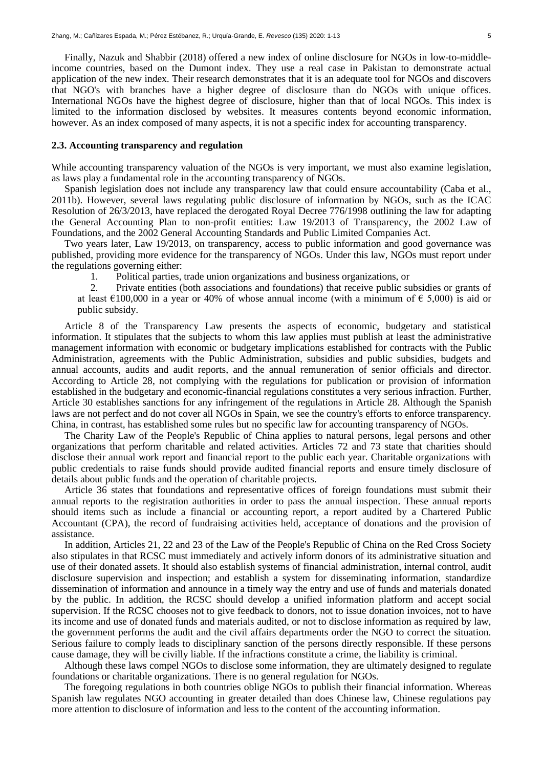Finally, Nazuk and Shabbir (2018) offered a new index of online disclosure for NGOs in low-to-middle-income countries, based on the Dumont index. They use a real case in Pakistan to demonstrate actual application of the new index. Their research demonstrates that it is an adequate tool for NGOs and discovers that NGO's with branches have a higher degree of disclosure than do NGOs with unique offices. International NGOs have the highest degree of disclosure, higher than that of local NGOs. This index is limited to the information disclosed by websites. It measures contents beyond economic information, however. As an index composed of many aspects, it is not a specific index for accounting transparency.

### 2.3. Accounting transparency and regulation

While accounting transparency valuation of the NGOs is very important, we must also examine legislation, as laws play a fundamental role in the accounting transparency of NGOs.

Spanish legislation does not include any transparency law that could ensure accountability (Caba et al., 2011b). However, several laws regulating public disclosure of information by NGOs, such as the ICAC Resolution of 26/3/2013, have replaced the derogated Royal Decree 776/1998 outlining the law for adapting the General Accounting Plan to non-profit entities: Law 19/2013 of Transparency, the 2002 Law of Foundations, and the 2002 General Accounting Standards and Public Limited Companies Act.

Two years later, Law 19/2013, on transparency, access to public information and good governance was published, providing more evidence for the transparency of NGOs. Under this law, NGOs must report under the regulations governing either:

1. Political parties, trade union organizations and business organizations, or
2. Private entities (both associations and foundations) that receive public subsidies or grants of at least €100,000 in a year or 40% of whose annual income (with a minimum of € 5,000) is aid or public subsidy.

Article 8 of the Transparency Law presents the aspects of economic, budgetary and statistical information. It stipulates that the subjects to whom this law applies must publish at least the administrative management information with economic or budgetary implications established for contracts with the Public Administration, agreements with the Public Administration, subsidies and public subsidies, budgets and annual accounts, audits and audit reports, and the annual remuneration of senior officials and director. According to Article 28, not complying with the regulations for publication or provision of information established in the budgetary and economic-financial regulations constitutes a very serious infraction. Further, Article 30 establishes sanctions for any infringement of the regulations in Article 28. Although the Spanish laws are not perfect and do not cover all NGOs in Spain, we see the country's efforts to enforce transparency. China, in contrast, has established some rules but no specific law for accounting transparency of NGOs.

The Charity Law of the People's Republic of China applies to natural persons, legal persons and other organizations that perform charitable and related activities. Articles 72 and 73 state that charities should disclose their annual work report and financial report to the public each year. Charitable organizations with public credentials to raise funds should provide audited financial reports and ensure timely disclosure of details about public funds and the operation of charitable projects.

Article 36 states that foundations and representative offices of foreign foundations must submit their annual reports to the registration authorities in order to pass the annual inspection. These annual reports should items such as include a financial or accounting report, a report audited by a Chartered Public Accountant (CPA), the record of fundraising activities held, acceptance of donations and the provision of assistance.

In addition, Articles 21, 22 and 23 of the Law of the People's Republic of China on the Red Cross Society also stipulates in that RCSC must immediately and actively inform donors of its administrative situation and use of their donated assets. It should also establish systems of financial administration, internal control, audit disclosure supervision and inspection; and establish a system for disseminating information, standardize dissemination of information and announce in a timely way the entry and use of funds and materials donated by the public. In addition, the RCSC should develop a unified information platform and accept social supervision. If the RCSC chooses not to give feedback to donors, not to issue donation invoices, not to have its income and use of donated funds and materials audited, or not to disclose information as required by law, the government performs the audit and the civil affairs departments order the NGO to correct the situation. Serious failure to comply leads to disciplinary sanction of the persons directly responsible. If these persons cause damage, they will be civilly liable. If the infractions constitute a crime, the liability is criminal.

Although these laws compel NGOs to disclose some information, they are ultimately designed to regulate foundations or charitable organizations. There is no general regulation for NGOs.

The foregoing regulations in both countries oblige NGOs to publish their financial information. Whereas Spanish law regulates NGO accounting in greater detailed than does Chinese law, Chinese regulations pay more attention to disclosure of information and less to the content of the accounting information.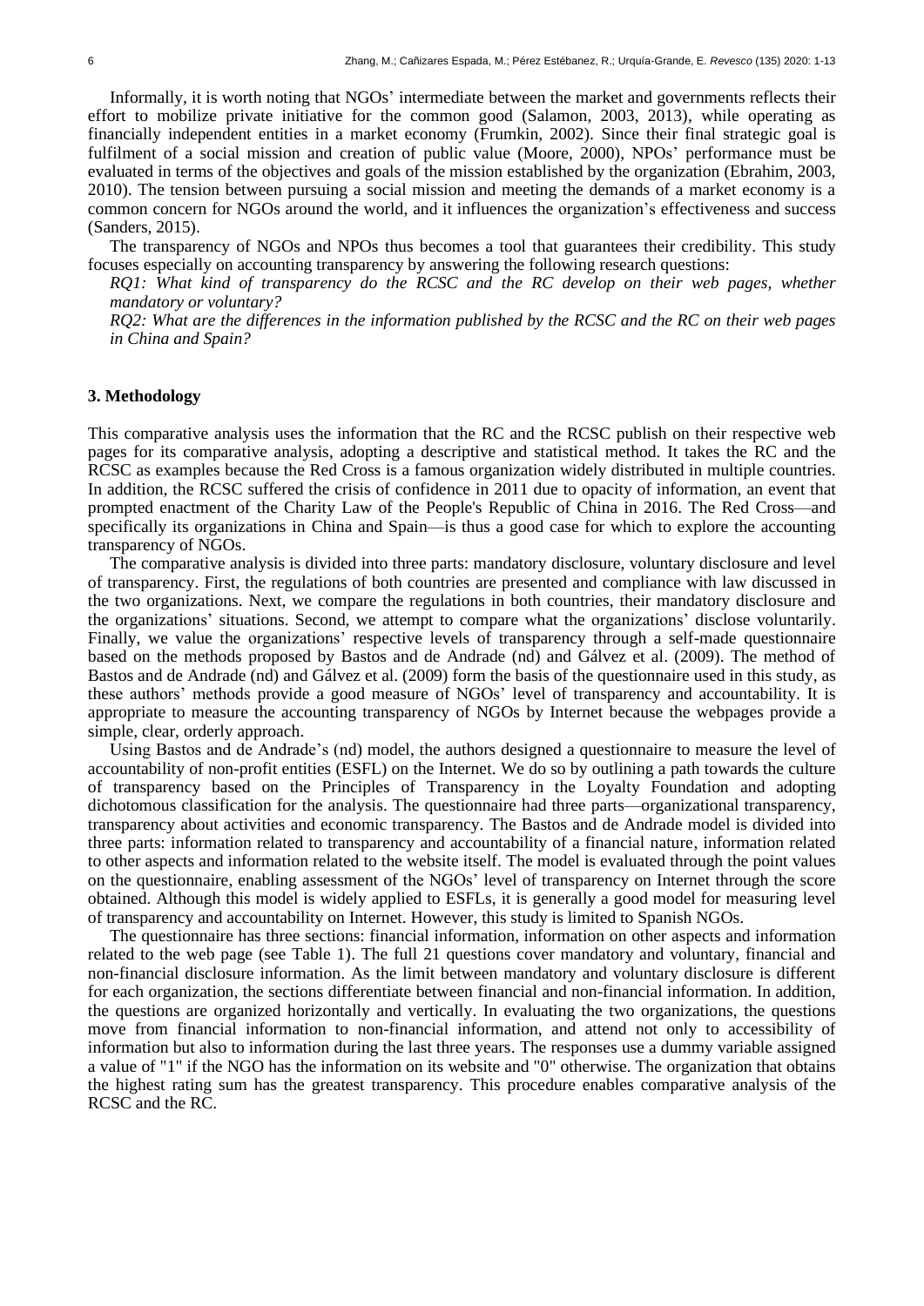Informally, it is worth noting that NGOs' intermediate between the market and governments reflects their effort to mobilize private initiative for the common good (Salamon, 2003, 2013), while operating as financially independent entities in a market economy (Frumkin, 2002). Since their final strategic goal is fulfilment of a social mission and creation of public value (Moore, 2000), NPOs' performance must be evaluated in terms of the objectives and goals of the mission established by the organization (Ebrahim, 2003, 2010). The tension between pursuing a social mission and meeting the demands of a market economy is a common concern for NGOs around the world, and it influences the organization's effectiveness and success (Sanders, 2015).

The transparency of NGOs and NPOs thus becomes a tool that guarantees their credibility. This study focuses especially on accounting transparency by answering the following research questions:

*RQ1: What kind of transparency do the RCSC and the RC develop on their web pages, whether mandatory or voluntary?*

*RQ2: What are the differences in the information published by the RCSC and the RC on their web pages in China and Spain?*

## 3. Methodology

This comparative analysis uses the information that the RC and the RCSC publish on their respective web pages for its comparative analysis, adopting a descriptive and statistical method. It takes the RC and the RCSC as examples because the Red Cross is a famous organization widely distributed in multiple countries. In addition, the RCSC suffered the crisis of confidence in 2011 due to opacity of information, an event that prompted enactment of the Charity Law of the People's Republic of China in 2016. The Red Cross—and specifically its organizations in China and Spain—is thus a good case for which to explore the accounting transparency of NGOs.

The comparative analysis is divided into three parts: mandatory disclosure, voluntary disclosure and level of transparency. First, the regulations of both countries are presented and compliance with law discussed in the two organizations. Next, we compare the regulations in both countries, their mandatory disclosure and the organizations' situations. Second, we attempt to compare what the organizations' disclose voluntarily. Finally, we value the organizations' respective levels of transparency through a self-made questionnaire based on the methods proposed by Bastos and de Andrade (nd) and Gálvez et al. (2009). The method of Bastos and de Andrade (nd) and Gálvez et al. (2009) form the basis of the questionnaire used in this study, as these authors' methods provide a good measure of NGOs' level of transparency and accountability. It is appropriate to measure the accounting transparency of NGOs by Internet because the webpages provide a simple, clear, orderly approach.

Using Bastos and de Andrade's (nd) model, the authors designed a questionnaire to measure the level of accountability of non-profit entities (ESFL) on the Internet. We do so by outlining a path towards the culture of transparency based on the Principles of Transparency in the Loyalty Foundation and adopting dichotomous classification for the analysis. The questionnaire had three parts—organizational transparency, transparency about activities and economic transparency. The Bastos and de Andrade model is divided into three parts: information related to transparency and accountability of a financial nature, information related to other aspects and information related to the website itself. The model is evaluated through the point values on the questionnaire, enabling assessment of the NGOs' level of transparency on Internet through the score obtained. Although this model is widely applied to ESFLs, it is generally a good model for measuring level of transparency and accountability on Internet. However, this study is limited to Spanish NGOs.

The questionnaire has three sections: financial information, information on other aspects and information related to the web page (see Table 1). The full 21 questions cover mandatory and voluntary, financial and non-financial disclosure information. As the limit between mandatory and voluntary disclosure is different for each organization, the sections differentiate between financial and non-financial information. In addition, the questions are organized horizontally and vertically. In evaluating the two organizations, the questions move from financial information to non-financial information, and attend not only to accessibility of information but also to information during the last three years. The responses use a dummy variable assigned a value of "1" if the NGO has the information on its website and "0" otherwise. The organization that obtains the highest rating sum has the greatest transparency. This procedure enables comparative analysis of the RCSC and the RC.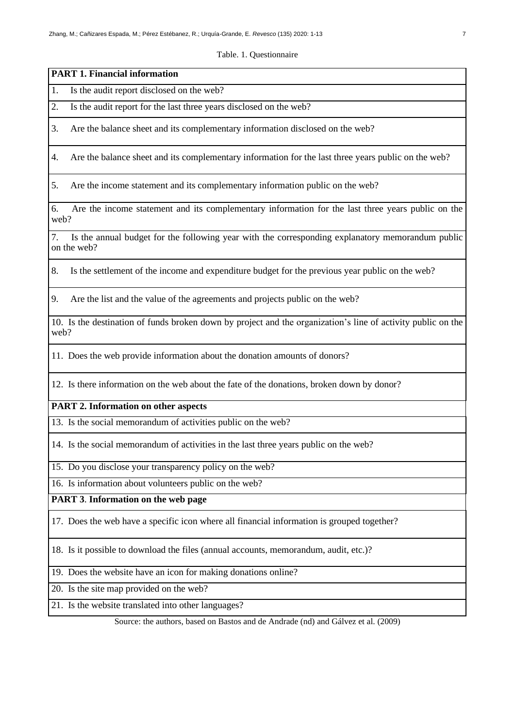Table. 1. Questionnaire

| **PART 1. Financial information** |
|---|
| 1. Is the audit report disclosed on the web? |
| 2. Is the audit report for the last three years disclosed on the web? |
| 3. Are the balance sheet and its complementary information disclosed on the web? |
| 4. Are the balance sheet and its complementary information for the last three years public on the web? |
| 5. Are the income statement and its complementary information public on the web? |
| 6. Are the income statement and its complementary information for the last three years public on the web? |
| 7. Is the annual budget for the following year with the corresponding explanatory memorandum public on the web? |
| 8. Is the settlement of the income and expenditure budget for the previous year public on the web? |
| 9. Are the list and the value of the agreements and projects public on the web? |
| 10. Is the destination of funds broken down by project and the organization's line of activity public on the web? |
| 11. Does the web provide information about the donation amounts of donors? |
| 12. Is there information on the web about the fate of the donations, broken down by donor? |
| **PART 2. Information on other aspects** |
| 13. Is the social memorandum of activities public on the web? |
| 14. Is the social memorandum of activities in the last three years public on the web? |
| 15. Do you disclose your transparency policy on the web? |
| 16. Is information about volunteers public on the web? |
| **PART 3. Information on the web page** |
| 17. Does the web have a specific icon where all financial information is grouped together? |
| 18. Is it possible to download the files (annual accounts, memorandum, audit, etc.)? |
| 19. Does the website have an icon for making donations online? |
| 20. Is the site map provided on the web? |
| 21. Is the website translated into other languages? |

Source: the authors, based on Bastos and de Andrade (nd) and Gálvez et al. (2009)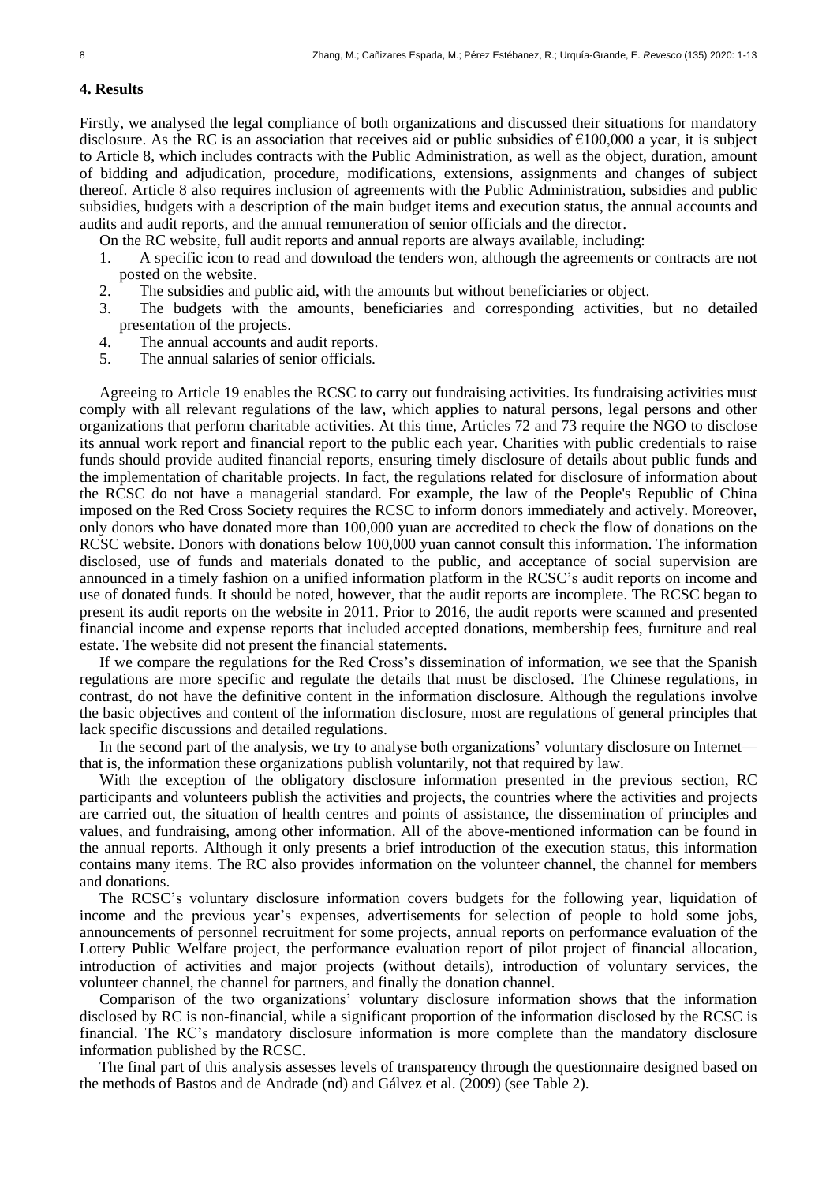## 4. Results

Firstly, we analysed the legal compliance of both organizations and discussed their situations for mandatory disclosure. As the RC is an association that receives aid or public subsidies of €100,000 a year, it is subject to Article 8, which includes contracts with the Public Administration, as well as the object, duration, amount of bidding and adjudication, procedure, modifications, extensions, assignments and changes of subject thereof. Article 8 also requires inclusion of agreements with the Public Administration, subsidies and public subsidies, budgets with a description of the main budget items and execution status, the annual accounts and audits and audit reports, and the annual remuneration of senior officials and the director.

On the RC website, full audit reports and annual reports are always available, including:

1. A specific icon to read and download the tenders won, although the agreements or contracts are not posted on the website.
2. The subsidies and public aid, with the amounts but without beneficiaries or object.
3. The budgets with the amounts, beneficiaries and corresponding activities, but no detailed presentation of the projects.
4. The annual accounts and audit reports.
5. The annual salaries of senior officials.

Agreeing to Article 19 enables the RCSC to carry out fundraising activities. Its fundraising activities must comply with all relevant regulations of the law, which applies to natural persons, legal persons and other organizations that perform charitable activities. At this time, Articles 72 and 73 require the NGO to disclose its annual work report and financial report to the public each year. Charities with public credentials to raise funds should provide audited financial reports, ensuring timely disclosure of details about public funds and the implementation of charitable projects. In fact, the regulations related for disclosure of information about the RCSC do not have a managerial standard. For example, the law of the People's Republic of China imposed on the Red Cross Society requires the RCSC to inform donors immediately and actively. Moreover, only donors who have donated more than 100,000 yuan are accredited to check the flow of donations on the RCSC website. Donors with donations below 100,000 yuan cannot consult this information. The information disclosed, use of funds and materials donated to the public, and acceptance of social supervision are announced in a timely fashion on a unified information platform in the RCSC's audit reports on income and use of donated funds. It should be noted, however, that the audit reports are incomplete. The RCSC began to present its audit reports on the website in 2011. Prior to 2016, the audit reports were scanned and presented financial income and expense reports that included accepted donations, membership fees, furniture and real estate. The website did not present the financial statements.

If we compare the regulations for the Red Cross's dissemination of information, we see that the Spanish regulations are more specific and regulate the details that must be disclosed. The Chinese regulations, in contrast, do not have the definitive content in the information disclosure. Although the regulations involve the basic objectives and content of the information disclosure, most are regulations of general principles that lack specific discussions and detailed regulations.

In the second part of the analysis, we try to analyse both organizations' voluntary disclosure on Internet—that is, the information these organizations publish voluntarily, not that required by law.

With the exception of the obligatory disclosure information presented in the previous section, RC participants and volunteers publish the activities and projects, the countries where the activities and projects are carried out, the situation of health centres and points of assistance, the dissemination of principles and values, and fundraising, among other information. All of the above-mentioned information can be found in the annual reports. Although it only presents a brief introduction of the execution status, this information contains many items. The RC also provides information on the volunteer channel, the channel for members and donations.

The RCSC's voluntary disclosure information covers budgets for the following year, liquidation of income and the previous year's expenses, advertisements for selection of people to hold some jobs, announcements of personnel recruitment for some projects, annual reports on performance evaluation of the Lottery Public Welfare project, the performance evaluation report of pilot project of financial allocation, introduction of activities and major projects (without details), introduction of voluntary services, the volunteer channel, the channel for partners, and finally the donation channel.

Comparison of the two organizations' voluntary disclosure information shows that the information disclosed by RC is non-financial, while a significant proportion of the information disclosed by the RCSC is financial. The RC's mandatory disclosure information is more complete than the mandatory disclosure information published by the RCSC.

The final part of this analysis assesses levels of transparency through the questionnaire designed based on the methods of Bastos and de Andrade (nd) and Gálvez et al. (2009) (see Table 2).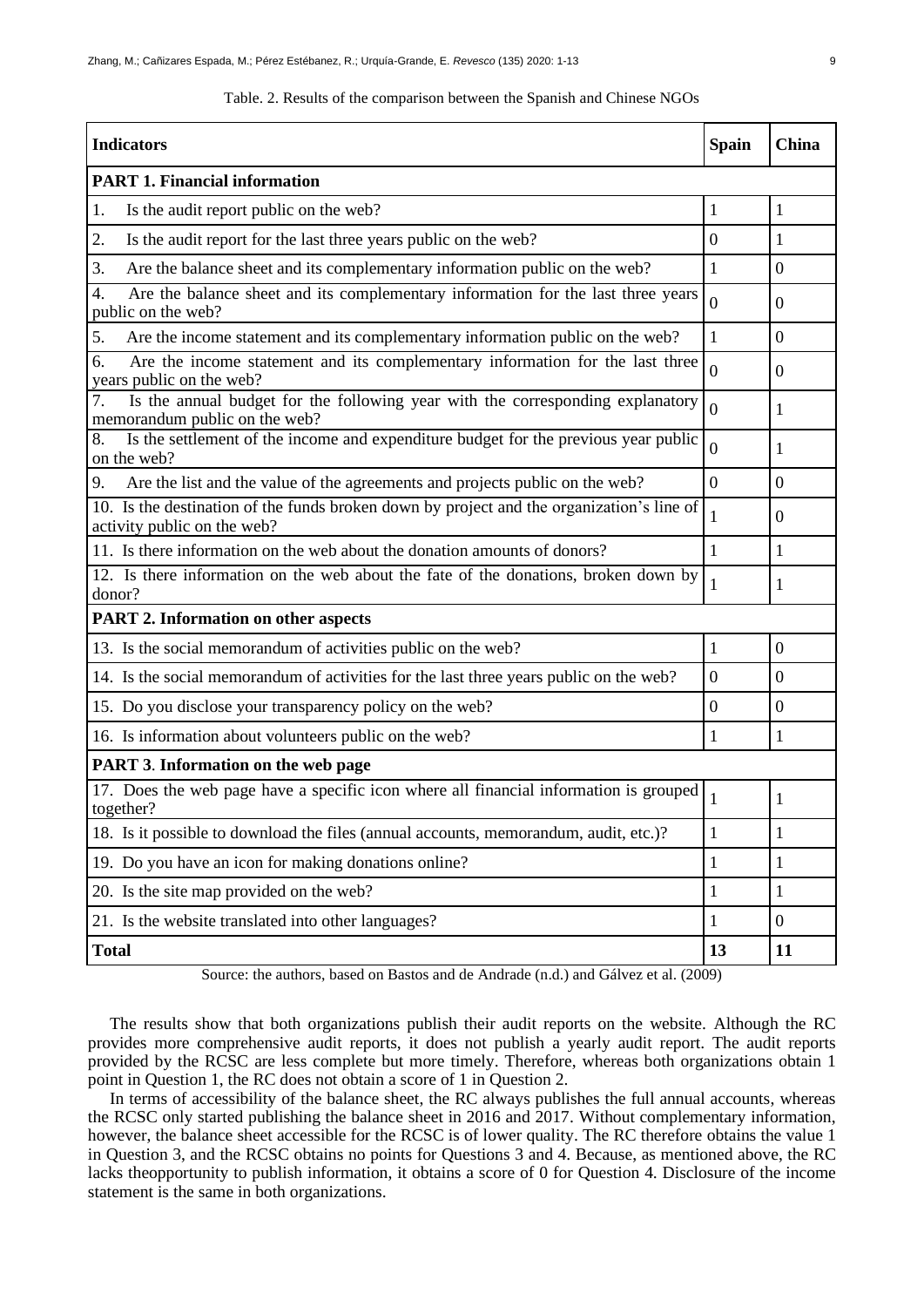Table. 2. Results of the comparison between the Spanish and Chinese NGOs

| Indicators | Spain | China |
|---|---|---|
| **PART 1. Financial information** | | |
| 1. Is the audit report public on the web? | 1 | 1 |
| 2. Is the audit report for the last three years public on the web? | 0 | 1 |
| 3. Are the balance sheet and its complementary information public on the web? | 1 | 0 |
| 4. Are the balance sheet and its complementary information for the last three years public on the web? | 0 | 0 |
| 5. Are the income statement and its complementary information public on the web? | 1 | 0 |
| 6. Are the income statement and its complementary information for the last three years public on the web? | 0 | 0 |
| 7. Is the annual budget for the following year with the corresponding explanatory memorandum public on the web? | 0 | 1 |
| 8. Is the settlement of the income and expenditure budget for the previous year public on the web? | 0 | 1 |
| 9. Are the list and the value of the agreements and projects public on the web? | 0 | 0 |
| 10. Is the destination of the funds broken down by project and the organization's line of activity public on the web? | 1 | 0 |
| 11. Is there information on the web about the donation amounts of donors? | 1 | 1 |
| 12. Is there information on the web about the fate of the donations, broken down by donor? | 1 | 1 |
| **PART 2. Information on other aspects** | | |
| 13. Is the social memorandum of activities public on the web? | 1 | 0 |
| 14. Is the social memorandum of activities for the last three years public on the web? | 0 | 0 |
| 15. Do you disclose your transparency policy on the web? | 0 | 0 |
| 16. Is information about volunteers public on the web? | 1 | 1 |
| **PART 3. Information on the web page** | | |
| 17. Does the web page have a specific icon where all financial information is grouped together? | 1 | 1 |
| 18. Is it possible to download the files (annual accounts, memorandum, audit, etc.)? | 1 | 1 |
| 19. Do you have an icon for making donations online? | 1 | 1 |
| 20. Is the site map provided on the web? | 1 | 1 |
| 21. Is the website translated into other languages? | 1 | 0 |
| **Total** | **13** | **11** |

Source: the authors, based on Bastos and de Andrade (n.d.) and Gálvez et al. (2009)

The results show that both organizations publish their audit reports on the website. Although the RC provides more comprehensive audit reports, it does not publish a yearly audit report. The audit reports provided by the RCSC are less complete but more timely. Therefore, whereas both organizations obtain 1 point in Question 1, the RC does not obtain a score of 1 in Question 2.

In terms of accessibility of the balance sheet, the RC always publishes the full annual accounts, whereas the RCSC only started publishing the balance sheet in 2016 and 2017. Without complementary information, however, the balance sheet accessible for the RCSC is of lower quality. The RC therefore obtains the value 1 in Question 3, and the RCSC obtains no points for Questions 3 and 4. Because, as mentioned above, the RC lacks theopportunity to publish information, it obtains a score of 0 for Question 4. Disclosure of the income statement is the same in both organizations.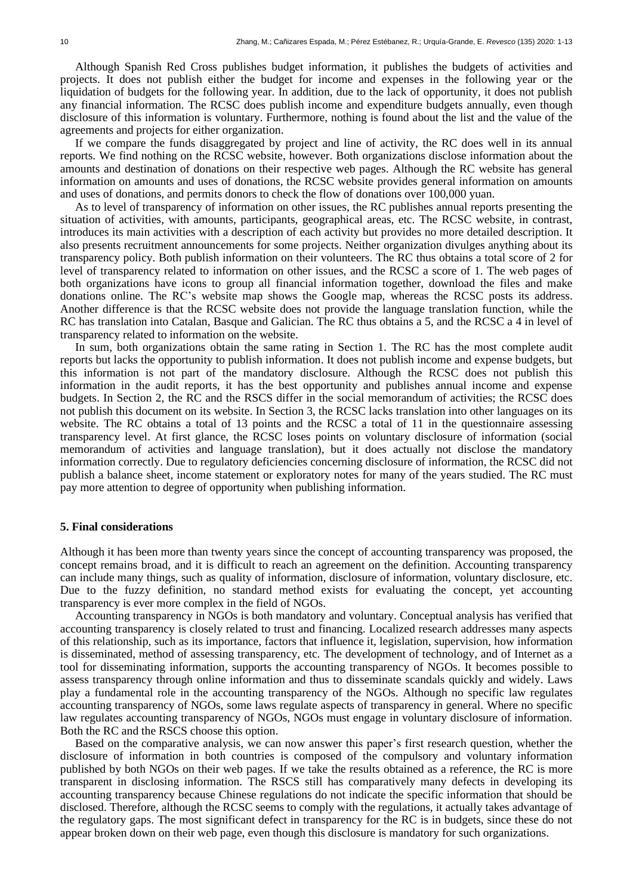Although Spanish Red Cross publishes budget information, it publishes the budgets of activities and projects. It does not publish either the budget for income and expenses in the following year or the liquidation of budgets for the following year. In addition, due to the lack of opportunity, it does not publish any financial information. The RCSC does publish income and expenditure budgets annually, even though disclosure of this information is voluntary. Furthermore, nothing is found about the list and the value of the agreements and projects for either organization.

If we compare the funds disaggregated by project and line of activity, the RC does well in its annual reports. We find nothing on the RCSC website, however. Both organizations disclose information about the amounts and destination of donations on their respective web pages. Although the RC website has general information on amounts and uses of donations, the RCSC website provides general information on amounts and uses of donations, and permits donors to check the flow of donations over 100,000 yuan.

As to level of transparency of information on other issues, the RC publishes annual reports presenting the situation of activities, with amounts, participants, geographical areas, etc. The RCSC website, in contrast, introduces its main activities with a description of each activity but provides no more detailed description. It also presents recruitment announcements for some projects. Neither organization divulges anything about its transparency policy. Both publish information on their volunteers. The RC thus obtains a total score of 2 for level of transparency related to information on other issues, and the RCSC a score of 1. The web pages of both organizations have icons to group all financial information together, download the files and make donations online. The RC's website map shows the Google map, whereas the RCSC posts its address. Another difference is that the RCSC website does not provide the language translation function, while the RC has translation into Catalan, Basque and Galician. The RC thus obtains a 5, and the RCSC a 4 in level of transparency related to information on the website.

In sum, both organizations obtain the same rating in Section 1. The RC has the most complete audit reports but lacks the opportunity to publish information. It does not publish income and expense budgets, but this information is not part of the mandatory disclosure. Although the RCSC does not publish this information in the audit reports, it has the best opportunity and publishes annual income and expense budgets. In Section 2, the RC and the RSCS differ in the social memorandum of activities; the RCSC does not publish this document on its website. In Section 3, the RCSC lacks translation into other languages on its website. The RC obtains a total of 13 points and the RCSC a total of 11 in the questionnaire assessing transparency level. At first glance, the RCSC loses points on voluntary disclosure of information (social memorandum of activities and language translation), but it does actually not disclose the mandatory information correctly. Due to regulatory deficiencies concerning disclosure of information, the RCSC did not publish a balance sheet, income statement or exploratory notes for many of the years studied. The RC must pay more attention to degree of opportunity when publishing information.

## 5. Final considerations

Although it has been more than twenty years since the concept of accounting transparency was proposed, the concept remains broad, and it is difficult to reach an agreement on the definition. Accounting transparency can include many things, such as quality of information, disclosure of information, voluntary disclosure, etc. Due to the fuzzy definition, no standard method exists for evaluating the concept, yet accounting transparency is ever more complex in the field of NGOs.

Accounting transparency in NGOs is both mandatory and voluntary. Conceptual analysis has verified that accounting transparency is closely related to trust and financing. Localized research addresses many aspects of this relationship, such as its importance, factors that influence it, legislation, supervision, how information is disseminated, method of assessing transparency, etc. The development of technology, and of Internet as a tool for disseminating information, supports the accounting transparency of NGOs. It becomes possible to assess transparency through online information and thus to disseminate scandals quickly and widely. Laws play a fundamental role in the accounting transparency of the NGOs. Although no specific law regulates accounting transparency of NGOs, some laws regulate aspects of transparency in general. Where no specific law regulates accounting transparency of NGOs, NGOs must engage in voluntary disclosure of information. Both the RC and the RSCS choose this option.

Based on the comparative analysis, we can now answer this paper's first research question, whether the disclosure of information in both countries is composed of the compulsory and voluntary information published by both NGOs on their web pages. If we take the results obtained as a reference, the RC is more transparent in disclosing information. The RSCS still has comparatively many defects in developing its accounting transparency because Chinese regulations do not indicate the specific information that should be disclosed. Therefore, although the RCSC seems to comply with the regulations, it actually takes advantage of the regulatory gaps. The most significant defect in transparency for the RC is in budgets, since these do not appear broken down on their web page, even though this disclosure is mandatory for such organizations.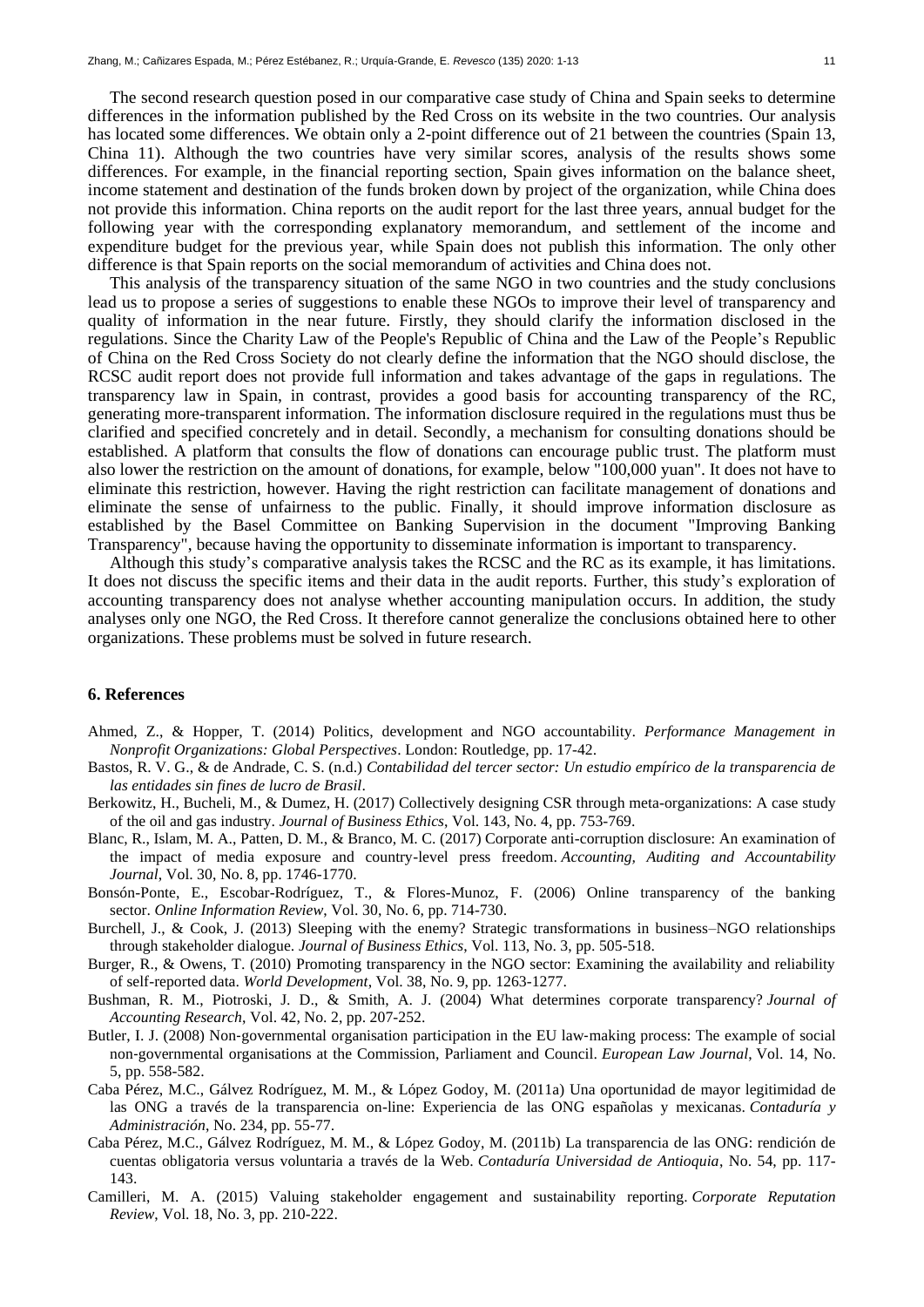The second research question posed in our comparative case study of China and Spain seeks to determine differences in the information published by the Red Cross on its website in the two countries. Our analysis has located some differences. We obtain only a 2-point difference out of 21 between the countries (Spain 13, China 11). Although the two countries have very similar scores, analysis of the results shows some differences. For example, in the financial reporting section, Spain gives information on the balance sheet, income statement and destination of the funds broken down by project of the organization, while China does not provide this information. China reports on the audit report for the last three years, annual budget for the following year with the corresponding explanatory memorandum, and settlement of the income and expenditure budget for the previous year, while Spain does not publish this information. The only other difference is that Spain reports on the social memorandum of activities and China does not.

This analysis of the transparency situation of the same NGO in two countries and the study conclusions lead us to propose a series of suggestions to enable these NGOs to improve their level of transparency and quality of information in the near future. Firstly, they should clarify the information disclosed in the regulations. Since the Charity Law of the People's Republic of China and the Law of the People's Republic of China on the Red Cross Society do not clearly define the information that the NGO should disclose, the RCSC audit report does not provide full information and takes advantage of the gaps in regulations. The transparency law in Spain, in contrast, provides a good basis for accounting transparency of the RC, generating more-transparent information. The information disclosure required in the regulations must thus be clarified and specified concretely and in detail. Secondly, a mechanism for consulting donations should be established. A platform that consults the flow of donations can encourage public trust. The platform must also lower the restriction on the amount of donations, for example, below "100,000 yuan". It does not have to eliminate this restriction, however. Having the right restriction can facilitate management of donations and eliminate the sense of unfairness to the public. Finally, it should improve information disclosure as established by the Basel Committee on Banking Supervision in the document "Improving Banking Transparency", because having the opportunity to disseminate information is important to transparency.

Although this study's comparative analysis takes the RCSC and the RC as its example, it has limitations. It does not discuss the specific items and their data in the audit reports. Further, this study's exploration of accounting transparency does not analyse whether accounting manipulation occurs. In addition, the study analyses only one NGO, the Red Cross. It therefore cannot generalize the conclusions obtained here to other organizations. These problems must be solved in future research.

## 6. References

Ahmed, Z., & Hopper, T. (2014) Politics, development and NGO accountability. *Performance Management in Nonprofit Organizations: Global Perspectives*. London: Routledge, pp. 17-42.

Bastos, R. V. G., & de Andrade, C. S. (n.d.) *Contabilidad del tercer sector: Un estudio empírico de la transparencia de las entidades sin fines de lucro de Brasil*.

Berkowitz, H., Bucheli, M., & Dumez, H. (2017) Collectively designing CSR through meta-organizations: A case study of the oil and gas industry. *Journal of Business Ethics*, Vol. 143, No. 4, pp. 753-769.

Blanc, R., Islam, M. A., Patten, D. M., & Branco, M. C. (2017) Corporate anti-corruption disclosure: An examination of the impact of media exposure and country-level press freedom. *Accounting, Auditing and Accountability Journal*, Vol. 30, No. 8, pp. 1746-1770.

Bonsón-Ponte, E., Escobar-Rodríguez, T., & Flores-Munoz, F. (2006) Online transparency of the banking sector. *Online Information Review*, Vol. 30, No. 6, pp. 714-730.

Burchell, J., & Cook, J. (2013) Sleeping with the enemy? Strategic transformations in business–NGO relationships through stakeholder dialogue. *Journal of Business Ethics*, Vol. 113, No. 3, pp. 505-518.

Burger, R., & Owens, T. (2010) Promoting transparency in the NGO sector: Examining the availability and reliability of self-reported data. *World Development*, Vol. 38, No. 9, pp. 1263-1277.

Bushman, R. M., Piotroski, J. D., & Smith, A. J. (2004) What determines corporate transparency? *Journal of Accounting Research*, Vol. 42, No. 2, pp. 207-252.

Butler, I. J. (2008) Non‐governmental organisation participation in the EU law‐making process: The example of social non‐governmental organisations at the Commission, Parliament and Council. *European Law Journal*, Vol. 14, No. 5, pp. 558-582.

Caba Pérez, M.C., Gálvez Rodríguez, M. M., & López Godoy, M. (2011a) Una oportunidad de mayor legitimidad de las ONG a través de la transparencia on-line: Experiencia de las ONG españolas y mexicanas. *Contaduría y Administración*, No. 234, pp. 55-77.

Caba Pérez, M.C., Gálvez Rodríguez, M. M., & López Godoy, M. (2011b) La transparencia de las ONG: rendición de cuentas obligatoria versus voluntaria a través de la Web. *Contaduría Universidad de Antioquia*, No. 54, pp. 117-143.

Camilleri, M. A. (2015) Valuing stakeholder engagement and sustainability reporting. *Corporate Reputation Review*, Vol. 18, No. 3, pp. 210-222.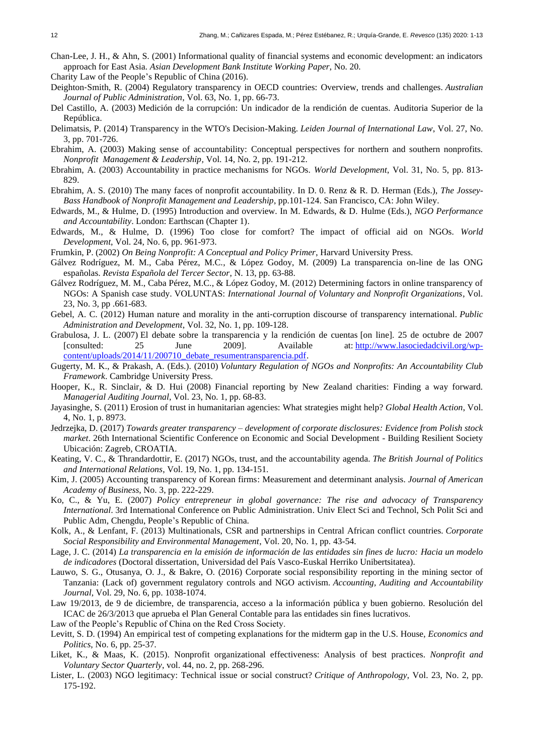Chan-Lee, J. H., & Ahn, S. (2001) Informational quality of financial systems and economic development: an indicators approach for East Asia. *Asian Development Bank Institute Working Paper*, No. 20.

Charity Law of the People's Republic of China (2016).

Deighton-Smith, R. (2004) Regulatory transparency in OECD countries: Overview, trends and challenges. *Australian Journal of Public Administration*, Vol. 63, No. 1, pp. 66-73.

Del Castillo, A. (2003) Medición de la corrupción: Un indicador de la rendición de cuentas. Auditoria Superior de la República.

Delimatsis, P. (2014) Transparency in the WTO's Decision-Making. *Leiden Journal of International Law*, Vol. 27, No. 3, pp. 701-726.

Ebrahim, A. (2003) Making sense of accountability: Conceptual perspectives for northern and southern nonprofits. *Nonprofit Management & Leadership*, Vol. 14, No. 2, pp. 191-212.

Ebrahim, A. (2003) Accountability in practice mechanisms for NGOs. *World Development*, Vol. 31, No. 5, pp. 813-829.

Ebrahim, A. S. (2010) The many faces of nonprofit accountability. In D. 0. Renz & R. D. Herman (Eds.), *The Jossey-Bass Handbook of Nonprofit Management and Leadership*, pp.101-124. San Francisco, CA: John Wiley.

Edwards, M., & Hulme, D. (1995) Introduction and overview. In M. Edwards, & D. Hulme (Eds.), *NGO Performance and Accountability*. London: Earthscan (Chapter 1).

Edwards, M., & Hulme, D. (1996) Too close for comfort? The impact of official aid on NGOs. *World Development*, Vol. 24, No. 6, pp. 961-973.

Frumkin, P. (2002) *On Being Nonprofit: A Conceptual and Policy Primer*, Harvard University Press.

Gálvez Rodríguez, M. M., Caba Pérez, M.C., & López Godoy, M. (2009) La transparencia on-line de las ONG españolas. *Revista Española del Tercer Sector*, N. 13, pp. 63-88.

Gálvez Rodríguez, M. M., Caba Pérez, M.C., & López Godoy, M. (2012) Determining factors in online transparency of NGOs: A Spanish case study. VOLUNTAS: *International Journal of Voluntary and Nonprofit Organizations*, Vol. 23, No. 3, pp .661-683.

Gebel, A. C. (2012) Human nature and morality in the anti-corruption discourse of transparency international. *Public Administration and Development*, Vol. 32, No. 1, pp. 109-128.

Grabulosa, J. L. (2007) El debate sobre la transparencia y la rendición de cuentas [on line]. 25 de octubre de 2007 [consulted: 25 June 2009]. Available at: http://www.lasociedadcivil.org/wp-content/uploads/2014/11/200710_debate_resumentransparencia.pdf.

Gugerty, M. K., & Prakash, A. (Eds.). (2010) *Voluntary Regulation of NGOs and Nonprofits: An Accountability Club Framework*. Cambridge University Press.

Hooper, K., R. Sinclair, & D. Hui (2008) Financial reporting by New Zealand charities: Finding a way forward. *Managerial Auditing Journal*, Vol. 23, No. 1, pp. 68-83.

Jayasinghe, S. (2011) Erosion of trust in humanitarian agencies: What strategies might help? *Global Health Action*, Vol. 4, No. 1, p. 8973.

Jedrzejka, D. (2017) *Towards greater transparency – development of corporate disclosures: Evidence from Polish stock market*. 26th International Scientific Conference on Economic and Social Development - Building Resilient Society Ubicación: Zagreb, CROATIA.

Keating, V. C., & Thrandardottir, E. (2017) NGOs, trust, and the accountability agenda. *The British Journal of Politics and International Relations*, Vol. 19, No. 1, pp. 134-151.

Kim, J. (2005) Accounting transparency of Korean firms: Measurement and determinant analysis. *Journal of American Academy of Business*, No. 3, pp. 222-229.

Ko, C., & Yu, E. (2007) *Policy entrepreneur in global governance: The rise and advocacy of Transparency International*. 3rd International Conference on Public Administration. Univ Elect Sci and Technol, Sch Polit Sci and Public Adm, Chengdu, People's Republic of China.

Kolk, A., & Lenfant, F. (2013) Multinationals, CSR and partnerships in Central African conflict countries. *Corporate Social Responsibility and Environmental Management*, Vol. 20, No. 1, pp. 43-54.

Lage, J. C. (2014) *La transparencia en la emisión de información de las entidades sin fines de lucro: Hacia un modelo de indicadores* (Doctoral dissertation, Universidad del País Vasco-Euskal Herriko Unibertsitatea).

Lauwo, S. G., Otusanya, O. J., & Bakre, O. (2016) Corporate social responsibility reporting in the mining sector of Tanzania: (Lack of) government regulatory controls and NGO activism. *Accounting, Auditing and Accountability Journal*, Vol. 29, No. 6, pp. 1038-1074.

Law 19/2013, de 9 de diciembre, de transparencia, acceso a la información pública y buen gobierno. Resolución del ICAC de 26/3/2013 que aprueba el Plan General Contable para las entidades sin fines lucrativos.

Law of the People's Republic of China on the Red Cross Society.

Levitt, S. D. (1994) An empirical test of competing explanations for the midterm gap in the U.S. House, *Economics and Politics*, No. 6, pp. 25-37.

Liket, K., & Maas, K. (2015). Nonprofit organizational effectiveness: Analysis of best practices. *Nonprofit and Voluntary Sector Quarterly*, vol. 44, no. 2, pp. 268-296.

Lister, L. (2003) NGO legitimacy: Technical issue or social construct? *Critique of Anthropology*, Vol. 23, No. 2, pp. 175-192.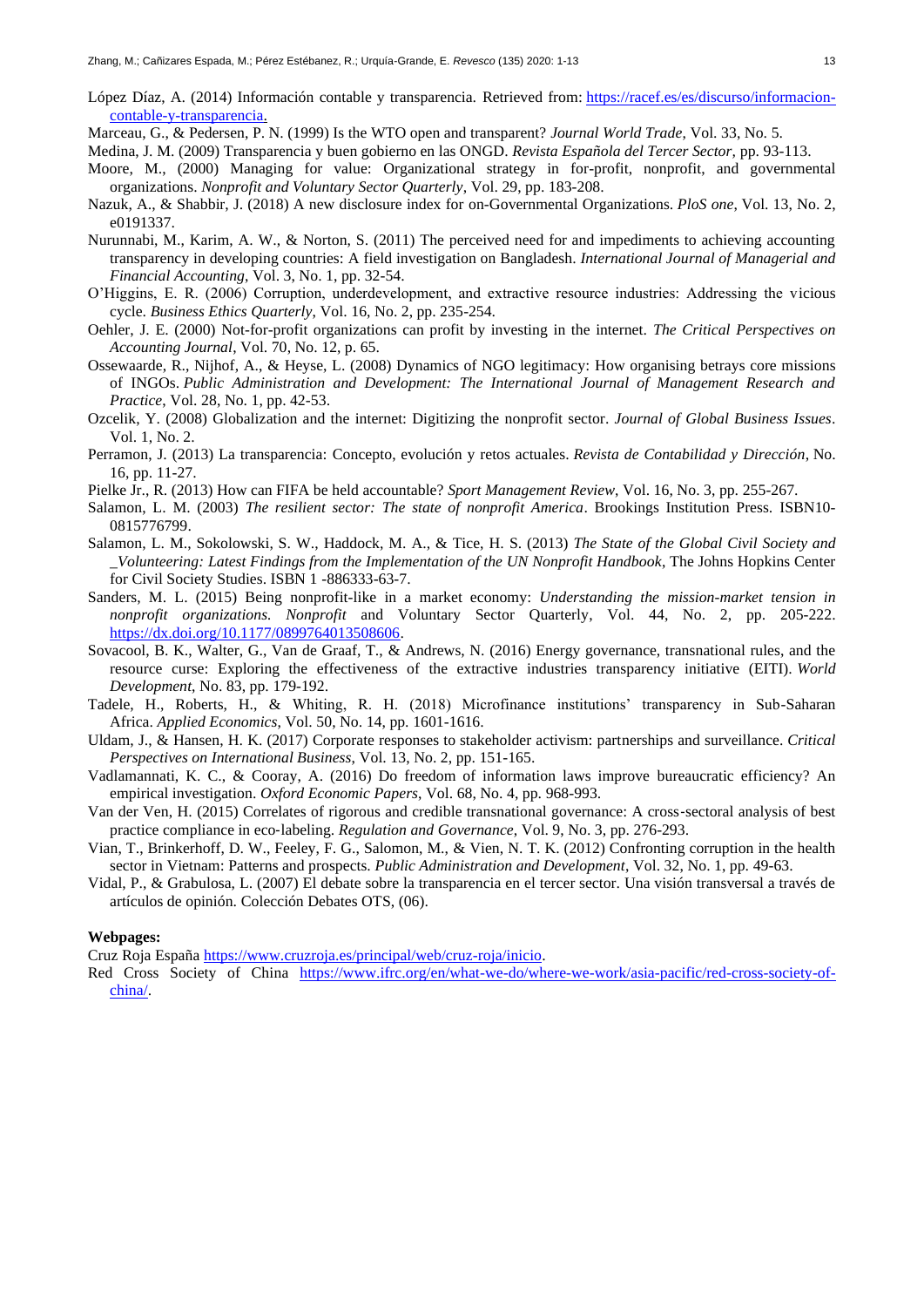López Díaz, A. (2014) Información contable y transparencia. Retrieved from: https://racef.es/es/discurso/informacion-contable-y-transparencia.

Marceau, G., & Pedersen, P. N. (1999) Is the WTO open and transparent? *Journal World Trade*, Vol. 33, No. 5.

Medina, J. M. (2009) Transparencia y buen gobierno en las ONGD. *Revista Española del Tercer Sector*, pp. 93-113.

Moore, M., (2000) Managing for value: Organizational strategy in for-profit, nonprofit, and governmental organizations. *Nonprofit and Voluntary Sector Quarterly*, Vol. 29, pp. 183-208.

Nazuk, A., & Shabbir, J. (2018) A new disclosure index for on-Governmental Organizations. *PloS one*, Vol. 13, No. 2, e0191337.

Nurunnabi, M., Karim, A. W., & Norton, S. (2011) The perceived need for and impediments to achieving accounting transparency in developing countries: A field investigation on Bangladesh. *International Journal of Managerial and Financial Accounting*, Vol. 3, No. 1, pp. 32-54.

O'Higgins, E. R. (2006) Corruption, underdevelopment, and extractive resource industries: Addressing the vicious cycle. *Business Ethics Quarterly*, Vol. 16, No. 2, pp. 235-254.

Oehler, J. E. (2000) Not-for-profit organizations can profit by investing in the internet. *The Critical Perspectives on Accounting Journal*, Vol. 70, No. 12, p. 65.

Ossewaarde, R., Nijhof, A., & Heyse, L. (2008) Dynamics of NGO legitimacy: How organising betrays core missions of INGOs. *Public Administration and Development: The International Journal of Management Research and Practice*, Vol. 28, No. 1, pp. 42-53.

Ozcelik, Y. (2008) Globalization and the internet: Digitizing the nonprofit sector. *Journal of Global Business Issues*. Vol. 1, No. 2.

Perramon, J. (2013) La transparencia: Concepto, evolución y retos actuales. *Revista de Contabilidad y Dirección*, No. 16, pp. 11-27.

Pielke Jr., R. (2013) How can FIFA be held accountable? *Sport Management Review*, Vol. 16, No. 3, pp. 255-267.

Salamon, L. M. (2003) *The resilient sector: The state of nonprofit America*. Brookings Institution Press. ISBN10-0815776799.

Salamon, L. M., Sokolowski, S. W., Haddock, M. A., & Tice, H. S. (2013) *The State of the Global Civil Society and _Volunteering: Latest Findings from the Implementation of the UN Nonprofit Handbook*, The Johns Hopkins Center for Civil Society Studies. ISBN 1 -886333-63-7.

Sanders, M. L. (2015) Being nonprofit-like in a market economy: *Understanding the mission-market tension in nonprofit organizations. Nonprofit* and Voluntary Sector Quarterly, Vol. 44, No. 2, pp. 205-222. https://dx.doi.org/10.1177/0899764013508606.

Sovacool, B. K., Walter, G., Van de Graaf, T., & Andrews, N. (2016) Energy governance, transnational rules, and the resource curse: Exploring the effectiveness of the extractive industries transparency initiative (EITI). *World Development*, No. 83, pp. 179-192.

Tadele, H., Roberts, H., & Whiting, R. H. (2018) Microfinance institutions' transparency in Sub-Saharan Africa. *Applied Economics*, Vol. 50, No. 14, pp. 1601-1616.

Uldam, J., & Hansen, H. K. (2017) Corporate responses to stakeholder activism: partnerships and surveillance. *Critical Perspectives on International Business*, Vol. 13, No. 2, pp. 151-165.

Vadlamannati, K. C., & Cooray, A. (2016) Do freedom of information laws improve bureaucratic efficiency? An empirical investigation. *Oxford Economic Papers*, Vol. 68, No. 4, pp. 968-993.

Van der Ven, H. (2015) Correlates of rigorous and credible transnational governance: A cross‐sectoral analysis of best practice compliance in eco‐labeling. *Regulation and Governance*, Vol. 9, No. 3, pp. 276-293.

Vian, T., Brinkerhoff, D. W., Feeley, F. G., Salomon, M., & Vien, N. T. K. (2012) Confronting corruption in the health sector in Vietnam: Patterns and prospects. *Public Administration and Development*, Vol. 32, No. 1, pp. 49-63.

Vidal, P., & Grabulosa, L. (2007) El debate sobre la transparencia en el tercer sector. Una visión transversal a través de artículos de opinión. Colección Debates OTS, (06).

**Webpages:**

Cruz Roja España https://www.cruzroja.es/principal/web/cruz-roja/inicio.

Red Cross Society of China https://www.ifrc.org/en/what-we-do/where-we-work/asia-pacific/red-cross-society-of-china/.